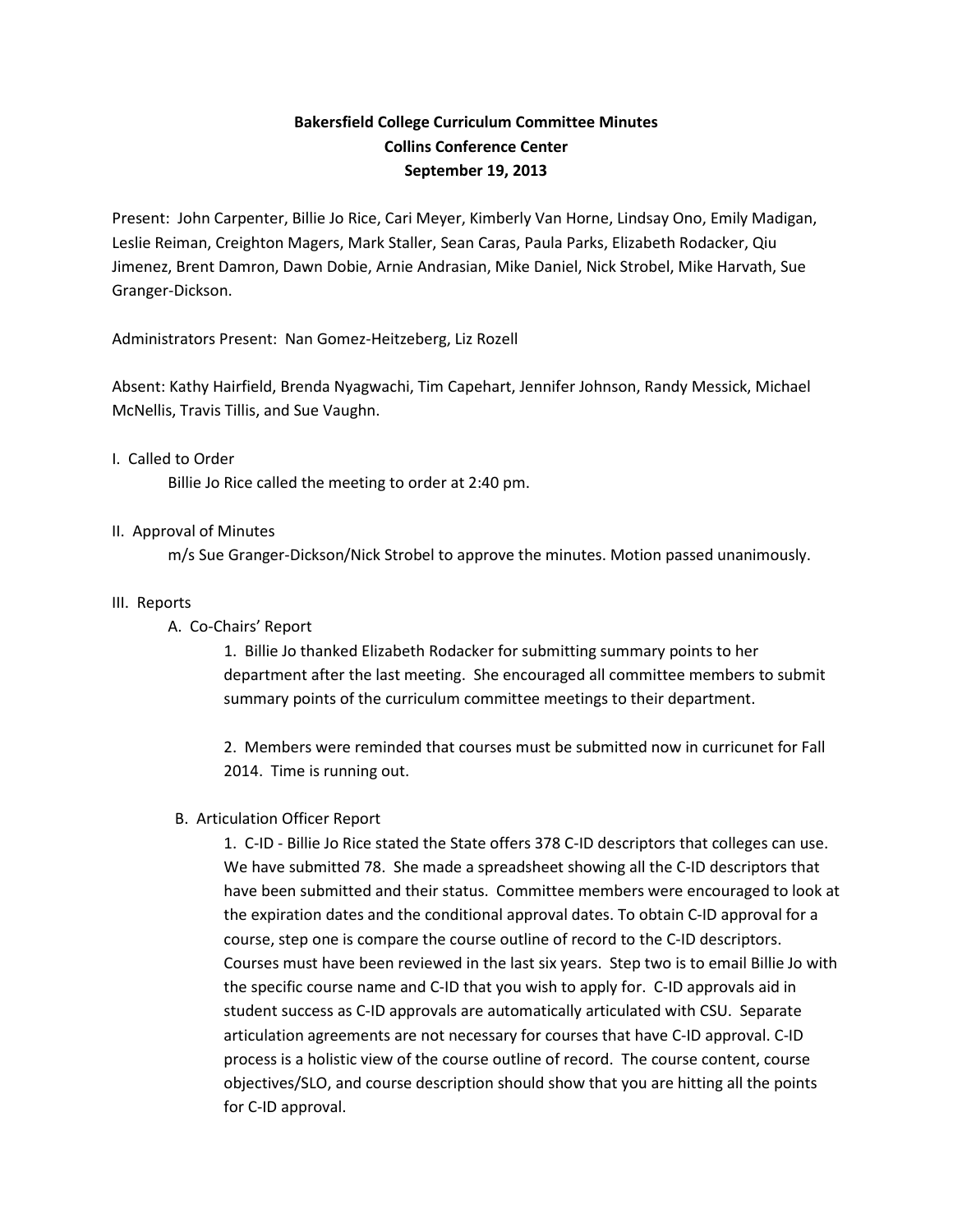**Bakersfield College Curriculum Committee Minutes**
**Collins Conference Center**
**September 19, 2013**

Present: John Carpenter, Billie Jo Rice, Cari Meyer, Kimberly Van Horne, Lindsay Ono, Emily Madigan, Leslie Reiman, Creighton Magers, Mark Staller, Sean Caras, Paula Parks, Elizabeth Rodacker, Qiu Jimenez, Brent Damron, Dawn Dobie, Arnie Andrasian, Mike Daniel, Nick Strobel, Mike Harvath, Sue Granger-Dickson.

Administrators Present: Nan Gomez-Heitzeberg, Liz Rozell

Absent: Kathy Hairfield, Brenda Nyagwachi, Tim Capehart, Jennifer Johnson, Randy Messick, Michael McNellis, Travis Tillis, and Sue Vaughn.

I. Called to Order

Billie Jo Rice called the meeting to order at 2:40 pm.

II. Approval of Minutes

m/s Sue Granger-Dickson/Nick Strobel to approve the minutes. Motion passed unanimously.

III. Reports

A. Co-Chairs' Report

1. Billie Jo thanked Elizabeth Rodacker for submitting summary points to her department after the last meeting. She encouraged all committee members to submit summary points of the curriculum committee meetings to their department.

2. Members were reminded that courses must be submitted now in curricunet for Fall 2014. Time is running out.

B. Articulation Officer Report

1. C-ID - Billie Jo Rice stated the State offers 378 C-ID descriptors that colleges can use. We have submitted 78. She made a spreadsheet showing all the C-ID descriptors that have been submitted and their status. Committee members were encouraged to look at the expiration dates and the conditional approval dates. To obtain C-ID approval for a course, step one is compare the course outline of record to the C-ID descriptors. Courses must have been reviewed in the last six years. Step two is to email Billie Jo with the specific course name and C-ID that you wish to apply for. C-ID approvals aid in student success as C-ID approvals are automatically articulated with CSU. Separate articulation agreements are not necessary for courses that have C-ID approval. C-ID process is a holistic view of the course outline of record. The course content, course objectives/SLO, and course description should show that you are hitting all the points for C-ID approval.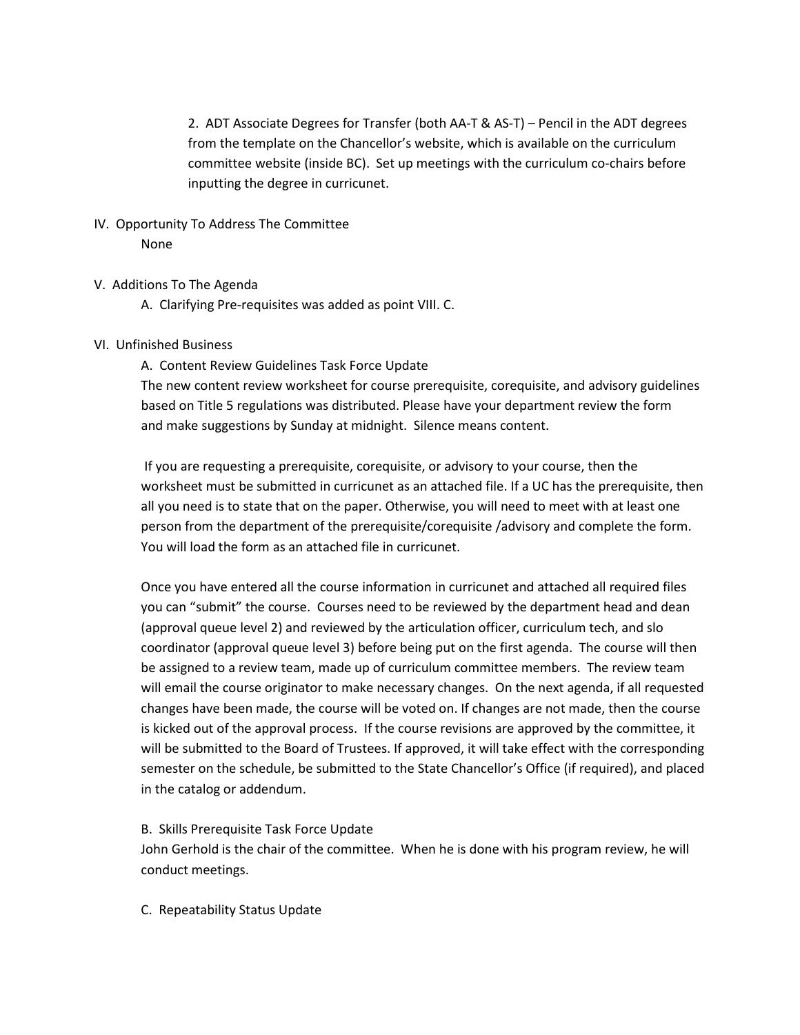2. ADT Associate Degrees for Transfer (both AA-T & AS-T) – Pencil in the ADT degrees from the template on the Chancellor's website, which is available on the curriculum committee website (inside BC). Set up meetings with the curriculum co-chairs before inputting the degree in curricunet.

IV. Opportunity To Address The Committee

None

V. Additions To The Agenda

A. Clarifying Pre-requisites was added as point VIII. C.

VI. Unfinished Business

A. Content Review Guidelines Task Force Update

The new content review worksheet for course prerequisite, corequisite, and advisory guidelines based on Title 5 regulations was distributed. Please have your department review the form and make suggestions by Sunday at midnight. Silence means content.

If you are requesting a prerequisite, corequisite, or advisory to your course, then the worksheet must be submitted in curricunet as an attached file. If a UC has the prerequisite, then all you need is to state that on the paper. Otherwise, you will need to meet with at least one person from the department of the prerequisite/corequisite /advisory and complete the form. You will load the form as an attached file in curricunet.

Once you have entered all the course information in curricunet and attached all required files you can "submit" the course. Courses need to be reviewed by the department head and dean (approval queue level 2) and reviewed by the articulation officer, curriculum tech, and slo coordinator (approval queue level 3) before being put on the first agenda. The course will then be assigned to a review team, made up of curriculum committee members. The review team will email the course originator to make necessary changes. On the next agenda, if all requested changes have been made, the course will be voted on. If changes are not made, then the course is kicked out of the approval process. If the course revisions are approved by the committee, it will be submitted to the Board of Trustees. If approved, it will take effect with the corresponding semester on the schedule, be submitted to the State Chancellor's Office (if required), and placed in the catalog or addendum.

B. Skills Prerequisite Task Force Update

John Gerhold is the chair of the committee. When he is done with his program review, he will conduct meetings.

C. Repeatability Status Update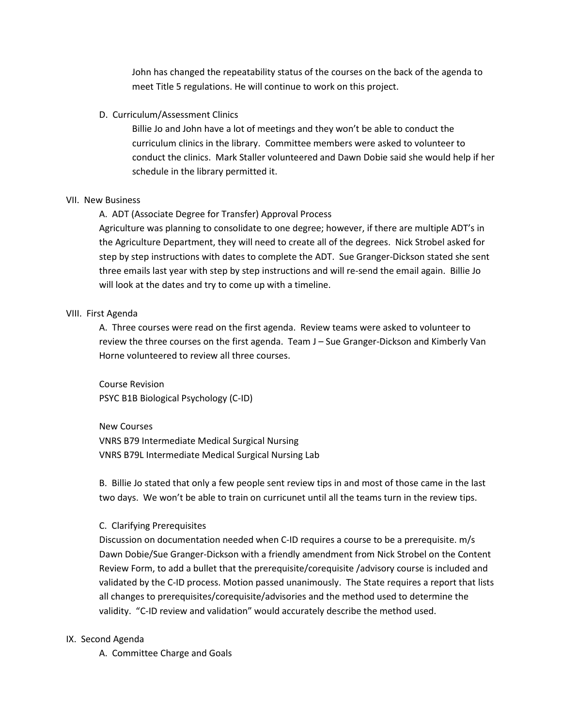John has changed the repeatability status of the courses on the back of the agenda to meet Title 5 regulations. He will continue to work on this project.

D. Curriculum/Assessment Clinics

Billie Jo and John have a lot of meetings and they won't be able to conduct the curriculum clinics in the library. Committee members were asked to volunteer to conduct the clinics. Mark Staller volunteered and Dawn Dobie said she would help if her schedule in the library permitted it.

VII. New Business

A. ADT (Associate Degree for Transfer) Approval Process

Agriculture was planning to consolidate to one degree; however, if there are multiple ADT's in the Agriculture Department, they will need to create all of the degrees. Nick Strobel asked for step by step instructions with dates to complete the ADT. Sue Granger-Dickson stated she sent three emails last year with step by step instructions and will re-send the email again. Billie Jo will look at the dates and try to come up with a timeline.

VIII. First Agenda

A. Three courses were read on the first agenda. Review teams were asked to volunteer to review the three courses on the first agenda. Team J – Sue Granger-Dickson and Kimberly Van Horne volunteered to review all three courses.

Course Revision
PSYC B1B Biological Psychology (C-ID)

New Courses
VNRS B79 Intermediate Medical Surgical Nursing
VNRS B79L Intermediate Medical Surgical Nursing Lab

B. Billie Jo stated that only a few people sent review tips in and most of those came in the last two days. We won't be able to train on curricunet until all the teams turn in the review tips.

C. Clarifying Prerequisites

Discussion on documentation needed when C-ID requires a course to be a prerequisite. m/s Dawn Dobie/Sue Granger-Dickson with a friendly amendment from Nick Strobel on the Content Review Form, to add a bullet that the prerequisite/corequisite /advisory course is included and validated by the C-ID process. Motion passed unanimously. The State requires a report that lists all changes to prerequisites/corequisite/advisories and the method used to determine the validity. "C-ID review and validation" would accurately describe the method used.

IX. Second Agenda

A. Committee Charge and Goals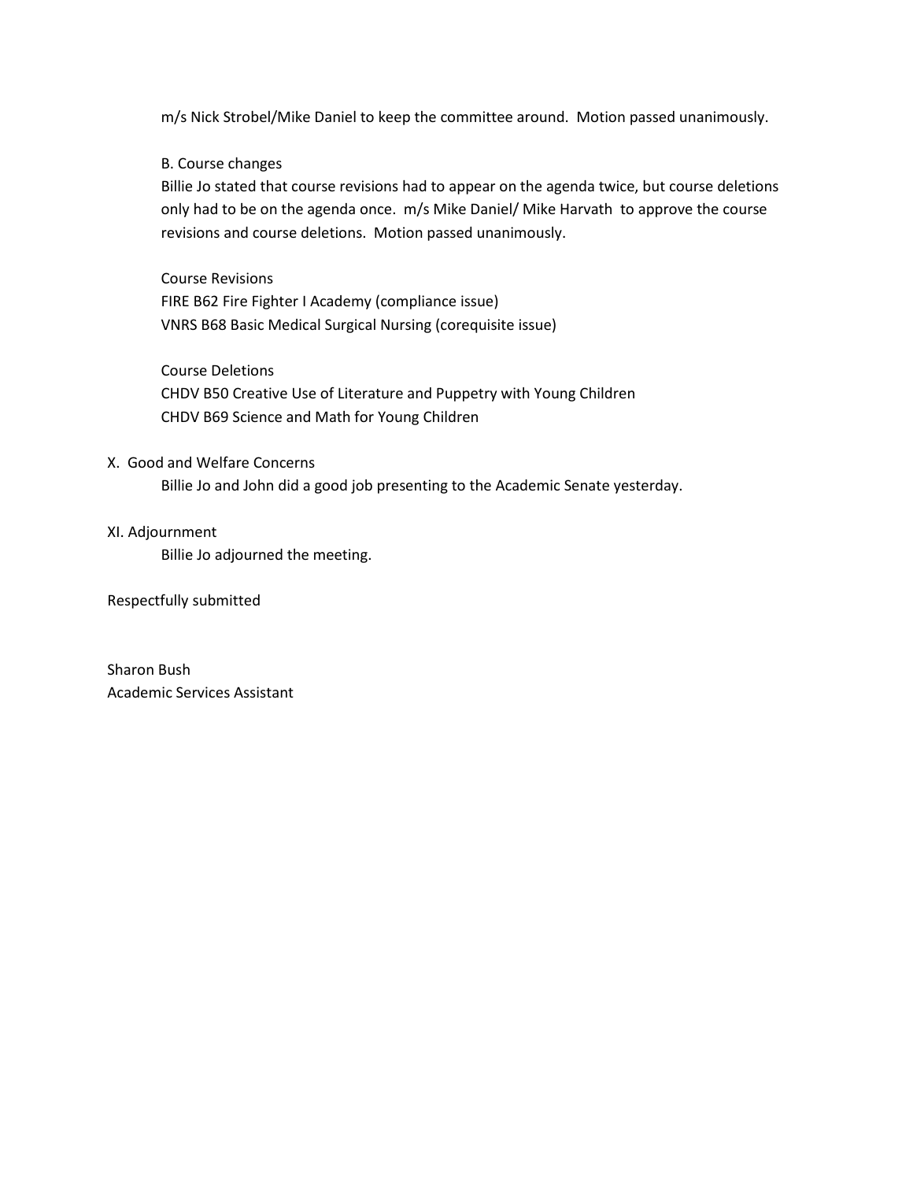m/s Nick Strobel/Mike Daniel to keep the committee around. Motion passed unanimously.

B. Course changes

Billie Jo stated that course revisions had to appear on the agenda twice, but course deletions only had to be on the agenda once. m/s Mike Daniel/ Mike Harvath to approve the course revisions and course deletions. Motion passed unanimously.

Course Revisions
FIRE B62 Fire Fighter I Academy (compliance issue)
VNRS B68 Basic Medical Surgical Nursing (corequisite issue)

Course Deletions
CHDV B50 Creative Use of Literature and Puppetry with Young Children
CHDV B69 Science and Math for Young Children

X. Good and Welfare Concerns

Billie Jo and John did a good job presenting to the Academic Senate yesterday.

XI. Adjournment

Billie Jo adjourned the meeting.

Respectfully submitted

Sharon Bush
Academic Services Assistant